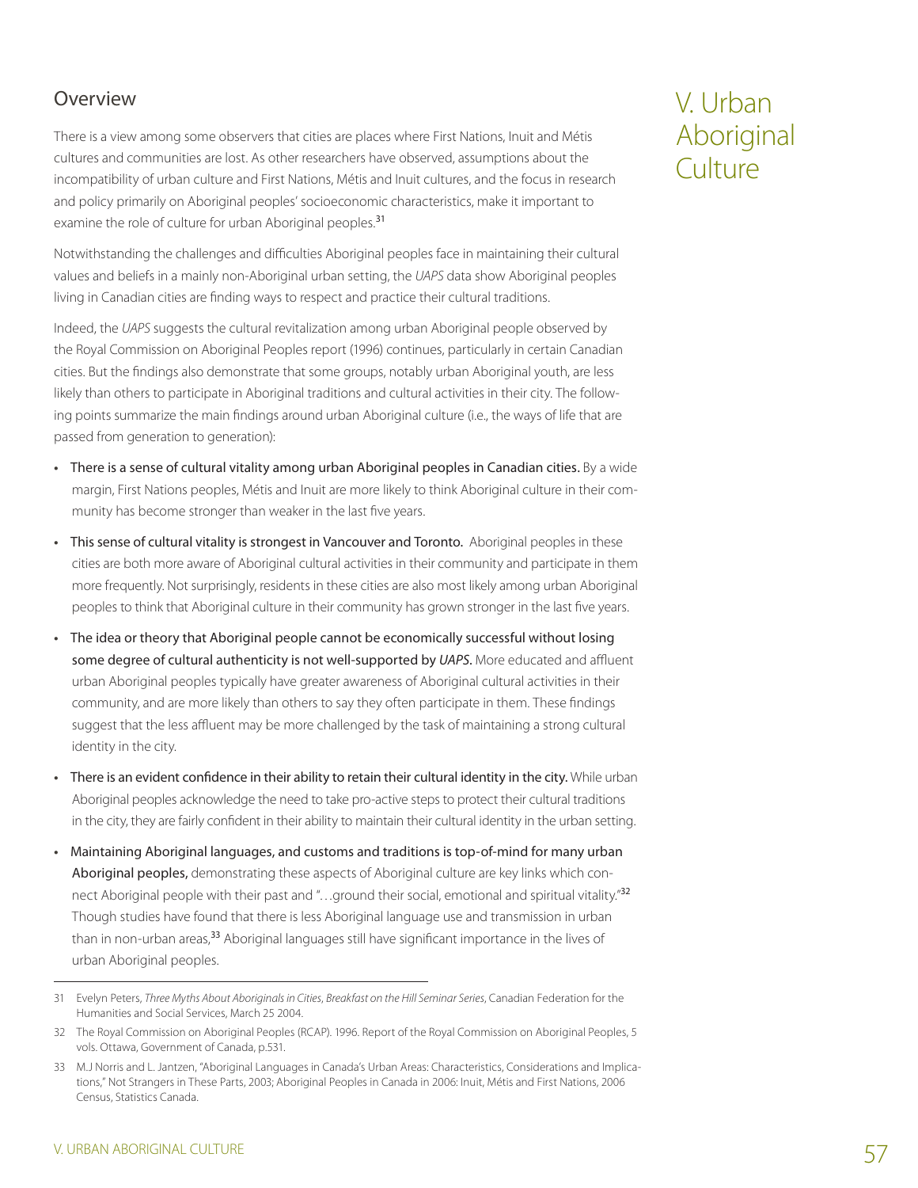# V. Urban Aboriginal Culture

## Overview

There is a view among some observers that cities are places where First Nations, Inuit and Métis cultures and communities are lost. As other researchers have observed, assumptions about the incompatibility of urban culture and First Nations, Métis and Inuit cultures, and the focus in research and policy primarily on Aboriginal peoples' socioeconomic characteristics, make it important to examine the role of culture for urban Aboriginal peoples.[31]

Notwithstanding the challenges and difficulties Aboriginal peoples face in maintaining their cultural values and beliefs in a mainly non-Aboriginal urban setting, the *UAPS* data show Aboriginal peoples living in Canadian cities are finding ways to respect and practice their cultural traditions.

Indeed, the *UAPS* suggests the cultural revitalization among urban Aboriginal people observed by the Royal Commission on Aboriginal Peoples report (1996) continues, particularly in certain Canadian cities. But the findings also demonstrate that some groups, notably urban Aboriginal youth, are less likely than others to participate in Aboriginal traditions and cultural activities in their city. The following points summarize the main findings around urban Aboriginal culture (i.e., the ways of life that are passed from generation to generation):

- **There is a sense of cultural vitality among urban Aboriginal peoples in Canadian cities.** By a wide margin, First Nations peoples, Métis and Inuit are more likely to think Aboriginal culture in their community has become stronger than weaker in the last five years.
- **This sense of cultural vitality is strongest in Vancouver and Toronto.** Aboriginal peoples in these cities are both more aware of Aboriginal cultural activities in their community and participate in them more frequently. Not surprisingly, residents in these cities are also most likely among urban Aboriginal peoples to think that Aboriginal culture in their community has grown stronger in the last five years.
- **The idea or theory that Aboriginal people cannot be economically successful without losing some degree of cultural authenticity is not well-supported by *UAPS*.** More educated and affluent urban Aboriginal peoples typically have greater awareness of Aboriginal cultural activities in their community, and are more likely than others to say they often participate in them. These findings suggest that the less affluent may be more challenged by the task of maintaining a strong cultural identity in the city.
- **There is an evident confidence in their ability to retain their cultural identity in the city.** While urban Aboriginal peoples acknowledge the need to take pro-active steps to protect their cultural traditions in the city, they are fairly confident in their ability to maintain their cultural identity in the urban setting.
- **Maintaining Aboriginal languages, and customs and traditions is top-of-mind for many urban Aboriginal peoples,** demonstrating these aspects of Aboriginal culture are key links which connect Aboriginal people with their past and "…ground their social, emotional and spiritual vitality."[32] Though studies have found that there is less Aboriginal language use and transmission in urban than in non-urban areas,[33] Aboriginal languages still have significant importance in the lives of urban Aboriginal peoples.

---

31 Evelyn Peters, *Three Myths About Aboriginals in Cities*, *Breakfast on the Hill Seminar Series*, Canadian Federation for the Humanities and Social Services, March 25 2004.

32 The Royal Commission on Aboriginal Peoples (RCAP). 1996. Report of the Royal Commission on Aboriginal Peoples, 5 vols. Ottawa, Government of Canada, p.531.

33 M.J Norris and L. Jantzen, "Aboriginal Languages in Canada's Urban Areas: Characteristics, Considerations and Implications," Not Strangers in These Parts, 2003; Aboriginal Peoples in Canada in 2006: Inuit, Métis and First Nations, 2006 Census, Statistics Canada.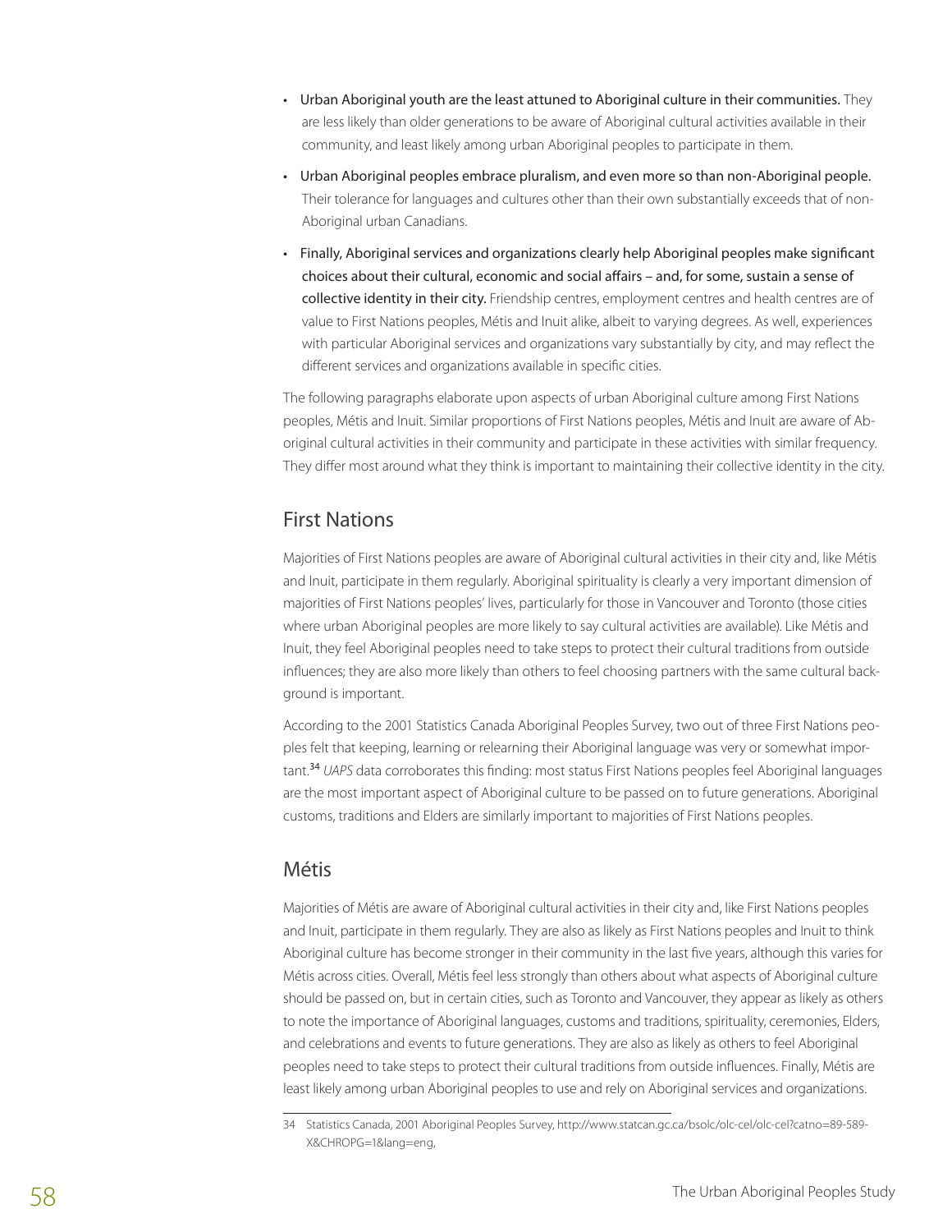- **Urban Aboriginal youth are the least attuned to Aboriginal culture in their communities.** They are less likely than older generations to be aware of Aboriginal cultural activities available in their community, and least likely among urban Aboriginal peoples to participate in them.
- **Urban Aboriginal peoples embrace pluralism, and even more so than non-Aboriginal people.** Their tolerance for languages and cultures other than their own substantially exceeds that of non-Aboriginal urban Canadians.
- **Finally, Aboriginal services and organizations clearly help Aboriginal peoples make significant choices about their cultural, economic and social affairs – and, for some, sustain a sense of collective identity in their city.** Friendship centres, employment centres and health centres are of value to First Nations peoples, Métis and Inuit alike, albeit to varying degrees. As well, experiences with particular Aboriginal services and organizations vary substantially by city, and may reflect the different services and organizations available in specific cities.

The following paragraphs elaborate upon aspects of urban Aboriginal culture among First Nations peoples, Métis and Inuit. Similar proportions of First Nations peoples, Métis and Inuit are aware of Aboriginal cultural activities in their community and participate in these activities with similar frequency. They differ most around what they think is important to maintaining their collective identity in the city.

## First Nations

Majorities of First Nations peoples are aware of Aboriginal cultural activities in their city and, like Métis and Inuit, participate in them regularly. Aboriginal spirituality is clearly a very important dimension of majorities of First Nations peoples' lives, particularly for those in Vancouver and Toronto (those cities where urban Aboriginal peoples are more likely to say cultural activities are available). Like Métis and Inuit, they feel Aboriginal peoples need to take steps to protect their cultural traditions from outside influences; they are also more likely than others to feel choosing partners with the same cultural background is important.

According to the 2001 Statistics Canada Aboriginal Peoples Survey, two out of three First Nations peoples felt that keeping, learning or relearning their Aboriginal language was very or somewhat important.[34] *UAPS* data corroborates this finding: most status First Nations peoples feel Aboriginal languages are the most important aspect of Aboriginal culture to be passed on to future generations. Aboriginal customs, traditions and Elders are similarly important to majorities of First Nations peoples.

## Métis

Majorities of Métis are aware of Aboriginal cultural activities in their city and, like First Nations peoples and Inuit, participate in them regularly. They are also as likely as First Nations peoples and Inuit to think Aboriginal culture has become stronger in their community in the last five years, although this varies for Métis across cities. Overall, Métis feel less strongly than others about what aspects of Aboriginal culture should be passed on, but in certain cities, such as Toronto and Vancouver, they appear as likely as others to note the importance of Aboriginal languages, customs and traditions, spirituality, ceremonies, Elders, and celebrations and events to future generations. They are also as likely as others to feel Aboriginal peoples need to take steps to protect their cultural traditions from outside influences. Finally, Métis are least likely among urban Aboriginal peoples to use and rely on Aboriginal services and organizations.

---

34 Statistics Canada, 2001 Aboriginal Peoples Survey, http://www.statcan.gc.ca/bsolc/olc-cel/olc-cel?catno=89-589-X&CHROPG=1&lang=eng,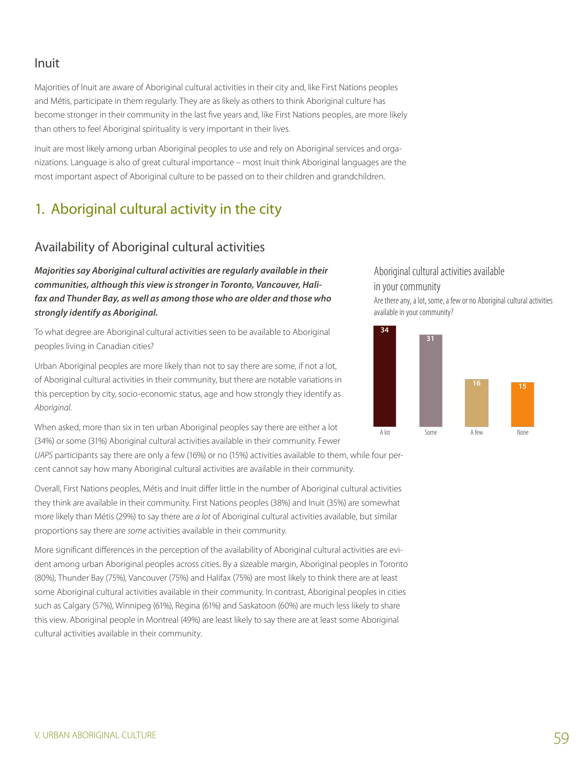## Inuit

Majorities of Inuit are aware of Aboriginal cultural activities in their city and, like First Nations peoples and Métis, participate in them regularly. They are as likely as others to think Aboriginal culture has become stronger in their community in the last five years and, like First Nations peoples, are more likely than others to feel Aboriginal spirituality is very important in their lives.

Inuit are most likely among urban Aboriginal peoples to use and rely on Aboriginal services and organizations. Language is also of great cultural importance – most Inuit think Aboriginal languages are the most important aspect of Aboriginal culture to be passed on to their children and grandchildren.

# 1. Aboriginal cultural activity in the city

## Availability of Aboriginal cultural activities

***Majorities say Aboriginal cultural activities are regularly available in their communities, although this view is stronger in Toronto, Vancouver, Halifax and Thunder Bay, as well as among those who are older and those who strongly identify as Aboriginal.***

To what degree are Aboriginal cultural activities seen to be available to Aboriginal peoples living in Canadian cities?

Urban Aboriginal peoples are more likely than not to say there are some, if not a lot, of Aboriginal cultural activities in their community, but there are notable variations in this perception by city, socio-economic status, age and how strongly they identify as *Aboriginal*.

When asked, more than six in ten urban Aboriginal peoples say there are either a lot (34%) or some (31%) Aboriginal cultural activities available in their community. Fewer *UAPS* participants say there are only a few (16%) or no (15%) activities available to them, while four percent cannot say how many Aboriginal cultural activities are available in their community.

Aboriginal cultural activities available in your community

Are there any, a lot, some, a few or no Aboriginal cultural activities available in your community?

| A lot | Some | A few | None |
|---|---|---|---|
| 34 | 31 | 16 | 15 |

Overall, First Nations peoples, Métis and Inuit differ little in the number of Aboriginal cultural activities they think are available in their community. First Nations peoples (38%) and Inuit (35%) are somewhat more likely than Métis (29%) to say there are *a lot* of Aboriginal cultural activities available, but similar proportions say there are *some* activities available in their community.

More significant differences in the perception of the availability of Aboriginal cultural activities are evident among urban Aboriginal peoples across cities. By a sizeable margin, Aboriginal peoples in Toronto (80%), Thunder Bay (75%), Vancouver (75%) and Halifax (75%) are most likely to think there are at least some Aboriginal cultural activities available in their community. In contrast, Aboriginal peoples in cities such as Calgary (57%), Winnipeg (61%), Regina (61%) and Saskatoon (60%) are much less likely to share this view. Aboriginal people in Montreal (49%) are least likely to say there are at least some Aboriginal cultural activities available in their community.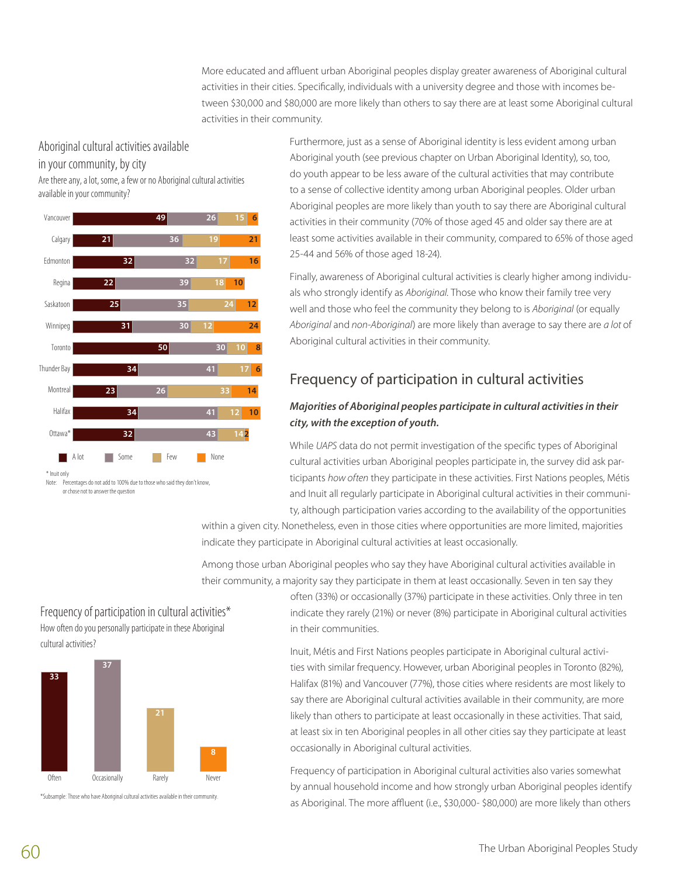More educated and affluent urban Aboriginal peoples display greater awareness of Aboriginal cultural activities in their cities. Specifically, individuals with a university degree and those with incomes between $30,000 and $80,000 are more likely than others to say there are at least some Aboriginal cultural activities in their community.

### Aboriginal cultural activities available in your community, by city

Are there any, a lot, some, a few or no Aboriginal cultural activities available in your community?

| City | A lot | Some | Few | None |
|---|---|---|---|---|
| Vancouver | 49 | 26 | 15 | 6 |
| Calgary | 21 | 36 | 19 | 21 |
| Edmonton | 32 | 32 | 17 | 16 |
| Regina | 22 | 39 | 18 | 10 |
| Saskatoon | 25 | 35 | 24 | 12 |
| Winnipeg | 31 | 30 | 12 | 24 |
| Toronto | 50 | 30 | 10 | 8 |
| Thunder Bay | 34 | 41 | 17 | 6 |
| Montreal | 23 | 26 | 33 | 14 |
| Halifax | 34 | 41 | 12 | 10 |
| Ottawa* | 32 | 43 | 14 | 2 |

\* Inuit only

Note: Percentages do not add to 100% due to those who said they don't know, or chose not to answer the question

Furthermore, just as a sense of Aboriginal identity is less evident among urban Aboriginal youth (see previous chapter on Urban Aboriginal Identity), so, too, do youth appear to be less aware of the cultural activities that may contribute to a sense of collective identity among urban Aboriginal peoples. Older urban Aboriginal peoples are more likely than youth to say there are Aboriginal cultural activities in their community (70% of those aged 45 and older say there are at least some activities available in their community, compared to 65% of those aged 25-44 and 56% of those aged 18-24).

Finally, awareness of Aboriginal cultural activities is clearly higher among individuals who strongly identify as *Aboriginal*. Those who know their family tree very well and those who feel the community they belong to is *Aboriginal* (or equally *Aboriginal* and *non-Aboriginal*) are more likely than average to say there are *a lot* of Aboriginal cultural activities in their community.

## Frequency of participation in cultural activities

***Majorities of Aboriginal peoples participate in cultural activities in their city, with the exception of youth.***

While *UAPS* data do not permit investigation of the specific types of Aboriginal cultural activities urban Aboriginal peoples participate in, the survey did ask participants *how often* they participate in these activities. First Nations peoples, Métis and Inuit all regularly participate in Aboriginal cultural activities in their community, although participation varies according to the availability of the opportunities within a given city. Nonetheless, even in those cities where opportunities are more limited, majorities indicate they participate in Aboriginal cultural activities at least occasionally.

Among those urban Aboriginal peoples who say they have Aboriginal cultural activities available in their community, a majority say they participate in them at least occasionally. Seven in ten say they often (33%) or occasionally (37%) participate in these activities. Only three in ten indicate they rarely (21%) or never (8%) participate in Aboriginal cultural activities in their communities.

### Frequency of participation in cultural activities*

How often do you personally participate in these Aboriginal cultural activities?

| Often | Occasionally | Rarely | Never |
|---|---|---|---|
| 33 | 37 | 21 | 8 |

*Subsample: Those who have Aboriginal cultural activities available in their community.

Inuit, Métis and First Nations peoples participate in Aboriginal cultural activities with similar frequency. However, urban Aboriginal peoples in Toronto (82%), Halifax (81%) and Vancouver (77%), those cities where residents are most likely to say there are Aboriginal cultural activities available in their community, are more likely than others to participate at least occasionally in these activities. That said, at least six in ten Aboriginal peoples in all other cities say they participate at least occasionally in Aboriginal cultural activities.

Frequency of participation in Aboriginal cultural activities also varies somewhat by annual household income and how strongly urban Aboriginal peoples identify as Aboriginal. The more affluent (i.e., $30,000- $80,000) are more likely than others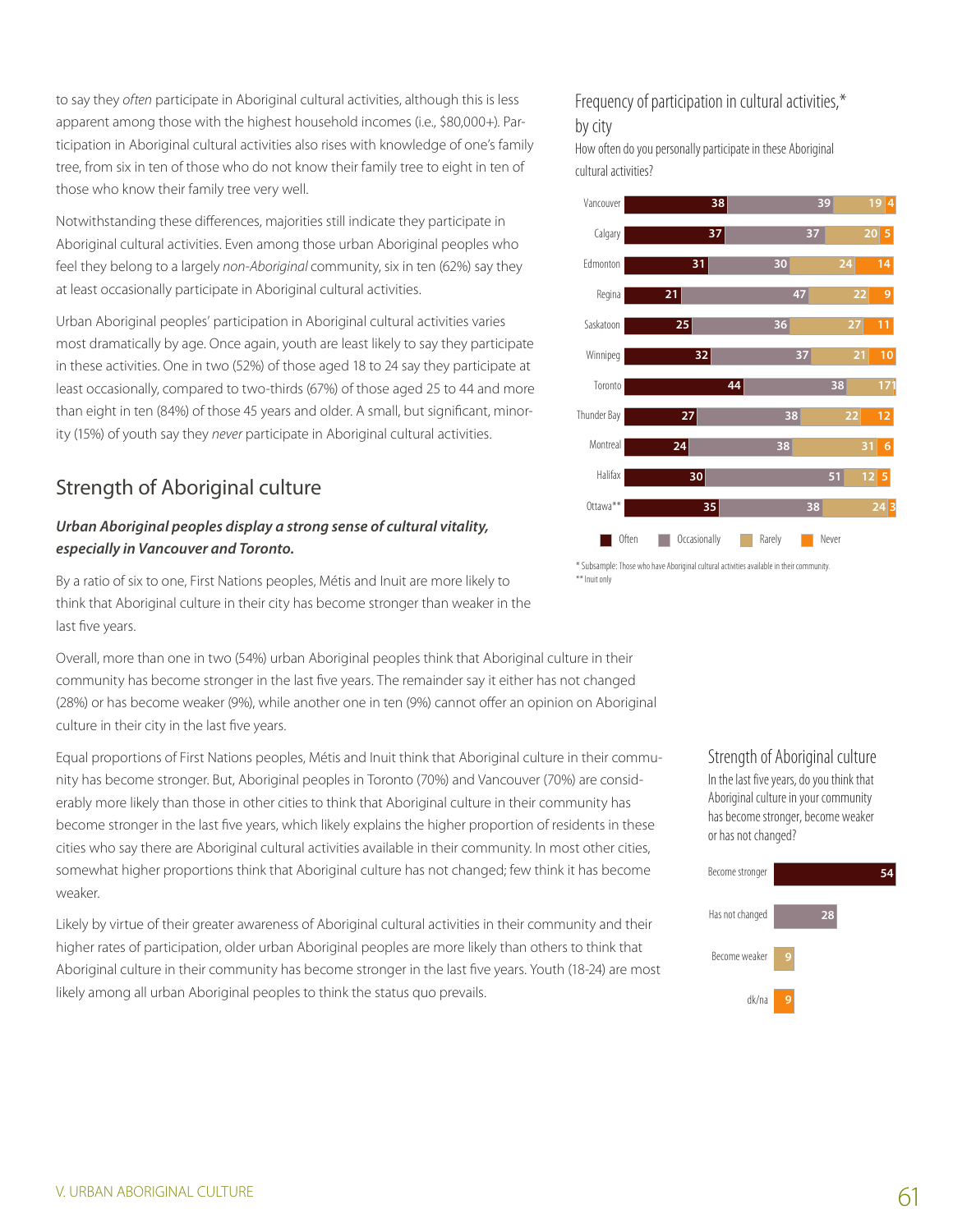to say they *often* participate in Aboriginal cultural activities, although this is less apparent among those with the highest household incomes (i.e., $80,000+). Participation in Aboriginal cultural activities also rises with knowledge of one's family tree, from six in ten of those who do not know their family tree to eight in ten of those who know their family tree very well.

Notwithstanding these differences, majorities still indicate they participate in Aboriginal cultural activities. Even among those urban Aboriginal peoples who feel they belong to a largely *non-Aboriginal* community, six in ten (62%) say they at least occasionally participate in Aboriginal cultural activities.

Urban Aboriginal peoples' participation in Aboriginal cultural activities varies most dramatically by age. Once again, youth are least likely to say they participate in these activities. One in two (52%) of those aged 18 to 24 say they participate at least occasionally, compared to two-thirds (67%) of those aged 25 to 44 and more than eight in ten (84%) of those 45 years and older. A small, but significant, minority (15%) of youth say they *never* participate in Aboriginal cultural activities.

Frequency of participation in cultural activities,* by city

How often do you personally participate in these Aboriginal cultural activities?

| City | Often | Occasionally | Rarely | Never |
|---|---|---|---|---|
| Vancouver | 38 | 39 | 19 | 4 |
| Calgary | 37 | 37 | 20 | 5 |
| Edmonton | 31 | 30 | 24 | 14 |
| Regina | 21 | 47 | 22 | 9 |
| Saskatoon | 25 | 36 | 27 | 11 |
| Winnipeg | 32 | 37 | 21 | 10 |
| Toronto | 44 | 38 | 17 | 1 |
| Thunder Bay | 27 | 38 | 22 | 12 |
| Montreal | 24 | 38 | 31 | 6 |
| Halifax | 30 | 51 | 12 | 5 |
| Ottawa** | 35 | 38 | 24 | 3 |

\* Subsample: Those who have Aboriginal cultural activities available in their community.
\*\* Inuit only

## Strength of Aboriginal culture

***Urban Aboriginal peoples display a strong sense of cultural vitality, especially in Vancouver and Toronto.***

By a ratio of six to one, First Nations peoples, Métis and Inuit are more likely to think that Aboriginal culture in their city has become stronger than weaker in the last five years.

Overall, more than one in two (54%) urban Aboriginal peoples think that Aboriginal culture in their community has become stronger in the last five years. The remainder say it either has not changed (28%) or has become weaker (9%), while another one in ten (9%) cannot offer an opinion on Aboriginal culture in their city in the last five years.

Equal proportions of First Nations peoples, Métis and Inuit think that Aboriginal culture in their community has become stronger. But, Aboriginal peoples in Toronto (70%) and Vancouver (70%) are considerably more likely than those in other cities to think that Aboriginal culture in their community has become stronger in the last five years, which likely explains the higher proportion of residents in these cities who say there are Aboriginal cultural activities available in their community. In most other cities, somewhat higher proportions think that Aboriginal culture has not changed; few think it has become weaker.

Likely by virtue of their greater awareness of Aboriginal cultural activities in their community and their higher rates of participation, older urban Aboriginal peoples are more likely than others to think that Aboriginal culture in their community has become stronger in the last five years. Youth (18-24) are most likely among all urban Aboriginal peoples to think the status quo prevails.

Strength of Aboriginal culture

In the last five years, do you think that Aboriginal culture in your community has become stronger, become weaker or has not changed?

| Response | % |
|---|---|
| Become stronger | 54 |
| Has not changed | 28 |
| Become weaker | 9 |
| dk/na | 9 |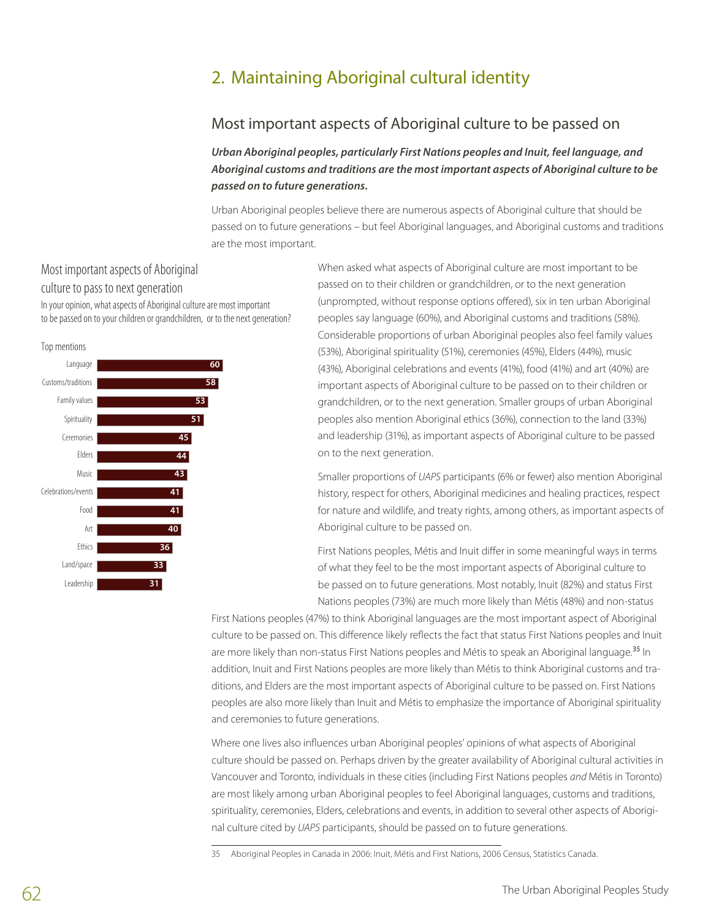## 2. Maintaining Aboriginal cultural identity

### Most important aspects of Aboriginal culture to be passed on

***Urban Aboriginal peoples, particularly First Nations peoples and Inuit, feel language, and Aboriginal customs and traditions are the most important aspects of Aboriginal culture to be passed on to future generations.***

Urban Aboriginal peoples believe there are numerous aspects of Aboriginal culture that should be passed on to future generations – but feel Aboriginal languages, and Aboriginal customs and traditions are the most important.

**Most important aspects of Aboriginal culture to pass to next generation**

In your opinion, what aspects of Aboriginal culture are most important to be passed on to your children or grandchildren, or to the next generation?

Top mentions

| Aspect | % |
|---|---|
| Language | 60 |
| Customs/traditions | 58 |
| Family values | 53 |
| Spirituality | 51 |
| Ceremonies | 45 |
| Elders | 44 |
| Music | 43 |
| Celebrations/events | 41 |
| Food | 41 |
| Art | 40 |
| Ethics | 36 |
| Land/space | 33 |
| Leadership | 31 |

When asked what aspects of Aboriginal culture are most important to be passed on to their children or grandchildren, or to the next generation (unprompted, without response options offered), six in ten urban Aboriginal peoples say language (60%), and Aboriginal customs and traditions (58%). Considerable proportions of urban Aboriginal peoples also feel family values (53%), Aboriginal spirituality (51%), ceremonies (45%), Elders (44%), music (43%), Aboriginal celebrations and events (41%), food (41%) and art (40%) are important aspects of Aboriginal culture to be passed on to their children or grandchildren, or to the next generation. Smaller groups of urban Aboriginal peoples also mention Aboriginal ethics (36%), connection to the land (33%) and leadership (31%), as important aspects of Aboriginal culture to be passed on to the next generation.

Smaller proportions of *UAPS* participants (6% or fewer) also mention Aboriginal history, respect for others, Aboriginal medicines and healing practices, respect for nature and wildlife, and treaty rights, among others, as important aspects of Aboriginal culture to be passed on.

First Nations peoples, Métis and Inuit differ in some meaningful ways in terms of what they feel to be the most important aspects of Aboriginal culture to be passed on to future generations. Most notably, Inuit (82%) and status First Nations peoples (73%) are much more likely than Métis (48%) and non-status First Nations peoples (47%) to think Aboriginal languages are the most important aspect of Aboriginal culture to be passed on. This difference likely reflects the fact that status First Nations peoples and Inuit are more likely than non-status First Nations peoples and Métis to speak an Aboriginal language.[35] In addition, Inuit and First Nations peoples are more likely than Métis to think Aboriginal customs and traditions, and Elders are the most important aspects of Aboriginal culture to be passed on. First Nations peoples are also more likely than Inuit and Métis to emphasize the importance of Aboriginal spirituality and ceremonies to future generations.

Where one lives also influences urban Aboriginal peoples' opinions of what aspects of Aboriginal culture should be passed on. Perhaps driven by the greater availability of Aboriginal cultural activities in Vancouver and Toronto, individuals in these cities (including First Nations peoples *and* Métis in Toronto) are most likely among urban Aboriginal peoples to feel Aboriginal languages, customs and traditions, spirituality, ceremonies, Elders, celebrations and events, in addition to several other aspects of Aboriginal culture cited by *UAPS* participants, should be passed on to future generations.

35 Aboriginal Peoples in Canada in 2006: Inuit, Métis and First Nations, 2006 Census, Statistics Canada.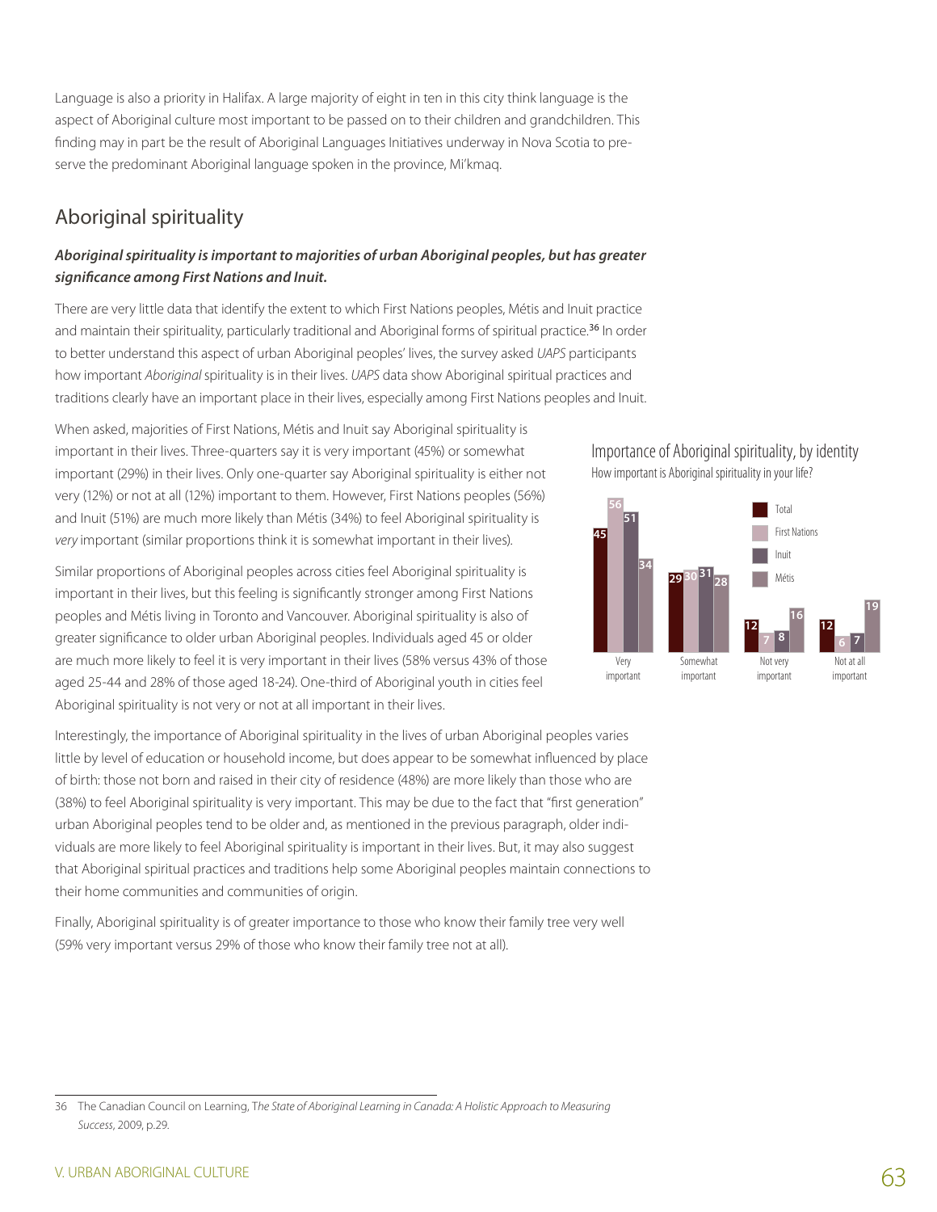Language is also a priority in Halifax. A large majority of eight in ten in this city think language is the aspect of Aboriginal culture most important to be passed on to their children and grandchildren. This finding may in part be the result of Aboriginal Languages Initiatives underway in Nova Scotia to preserve the predominant Aboriginal language spoken in the province, Mi'kmaq.

## Aboriginal spirituality

***Aboriginal spirituality is important to majorities of urban Aboriginal peoples, but has greater significance among First Nations and Inuit.***

There are very little data that identify the extent to which First Nations peoples, Métis and Inuit practice and maintain their spirituality, particularly traditional and Aboriginal forms of spiritual practice.[36] In order to better understand this aspect of urban Aboriginal peoples' lives, the survey asked *UAPS* participants how important *Aboriginal* spirituality is in their lives. *UAPS* data show Aboriginal spiritual practices and traditions clearly have an important place in their lives, especially among First Nations peoples and Inuit.

When asked, majorities of First Nations, Métis and Inuit say Aboriginal spirituality is important in their lives. Three-quarters say it is very important (45%) or somewhat important (29%) in their lives. Only one-quarter say Aboriginal spirituality is either not very (12%) or not at all (12%) important to them. However, First Nations peoples (56%) and Inuit (51%) are much more likely than Métis (34%) to feel Aboriginal spirituality is *very* important (similar proportions think it is somewhat important in their lives).

Importance of Aboriginal spirituality, by identity

How important is Aboriginal spirituality in your life?

| | Total | First Nations | Inuit | Métis |
|---|---|---|---|---|
| Very important | 45 | 56 | 51 | 34 |
| Somewhat important | 29 | 30 | 31 | 28 |
| Not very important | 12 | 7 | 8 | 16 |
| Not at all important | 12 | 6 | 7 | 19 |

Similar proportions of Aboriginal peoples across cities feel Aboriginal spirituality is important in their lives, but this feeling is significantly stronger among First Nations peoples and Métis living in Toronto and Vancouver. Aboriginal spirituality is also of greater significance to older urban Aboriginal peoples. Individuals aged 45 or older are much more likely to feel it is very important in their lives (58% versus 43% of those aged 25-44 and 28% of those aged 18-24). One-third of Aboriginal youth in cities feel Aboriginal spirituality is not very or not at all important in their lives.

Interestingly, the importance of Aboriginal spirituality in the lives of urban Aboriginal peoples varies little by level of education or household income, but does appear to be somewhat influenced by place of birth: those not born and raised in their city of residence (48%) are more likely than those who are (38%) to feel Aboriginal spirituality is very important. This may be due to the fact that "first generation" urban Aboriginal peoples tend to be older and, as mentioned in the previous paragraph, older individuals are more likely to feel Aboriginal spirituality is important in their lives. But, it may also suggest that Aboriginal spiritual practices and traditions help some Aboriginal peoples maintain connections to their home communities and communities of origin.

Finally, Aboriginal spirituality is of greater importance to those who know their family tree very well (59% very important versus 29% of those who know their family tree not at all).

---

36 The Canadian Council on Learning, T*he State of Aboriginal Learning in Canada: A Holistic Approach to Measuring Success*, 2009, p.29.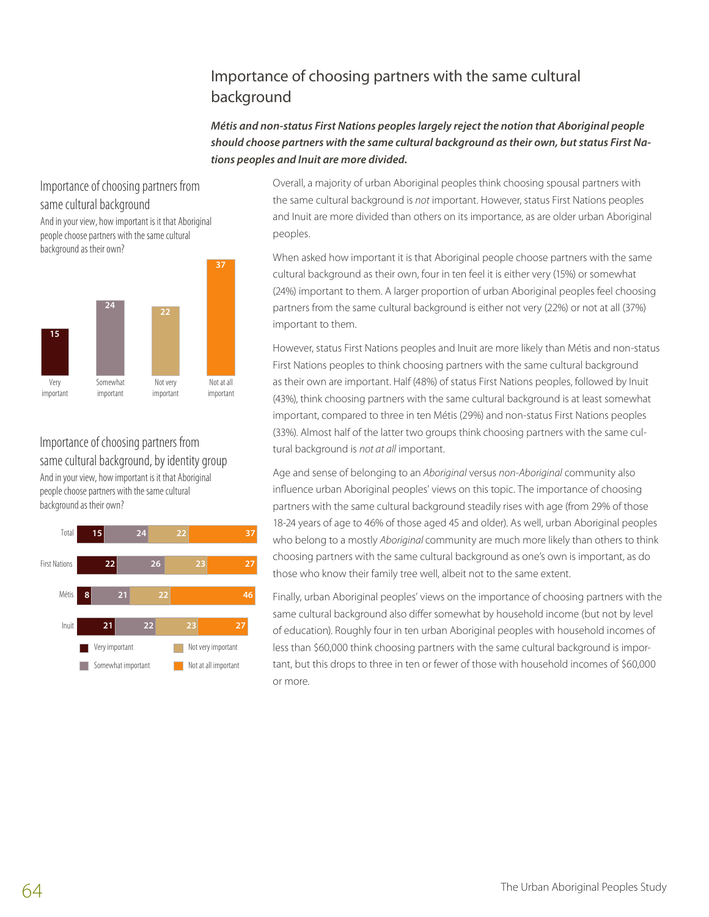## Importance of choosing partners with the same cultural background

***Métis and non-status First Nations peoples largely reject the notion that Aboriginal people should choose partners with the same cultural background as their own, but status First Nations peoples and Inuit are more divided.***

### Importance of choosing partners from same cultural background

And in your view, how important is it that Aboriginal people choose partners with the same cultural background as their own?

| Very important | Somewhat important | Not very important | Not at all important |
|---|---|---|---|
| 15 | 24 | 22 | 37 |

### Importance of choosing partners from same cultural background, by identity group

And in your view, how important is it that Aboriginal people choose partners with the same cultural background as their own?

| | Very important | Somewhat important | Not very important | Not at all important |
|---|---|---|---|---|
| Total | 15 | 24 | 22 | 37 |
| First Nations | 22 | 26 | 23 | 27 |
| Métis | 8 | 21 | 22 | 46 |
| Inuit | 21 | 22 | 23 | 27 |

Overall, a majority of urban Aboriginal peoples think choosing spousal partners with the same cultural background is *not* important. However, status First Nations peoples and Inuit are more divided than others on its importance, as are older urban Aboriginal peoples.

When asked how important it is that Aboriginal people choose partners with the same cultural background as their own, four in ten feel it is either very (15%) or somewhat (24%) important to them. A larger proportion of urban Aboriginal peoples feel choosing partners from the same cultural background is either not very (22%) or not at all (37%) important to them.

However, status First Nations peoples and Inuit are more likely than Métis and non-status First Nations peoples to think choosing partners with the same cultural background as their own are important. Half (48%) of status First Nations peoples, followed by Inuit (43%), think choosing partners with the same cultural background is at least somewhat important, compared to three in ten Métis (29%) and non-status First Nations peoples (33%). Almost half of the latter two groups think choosing partners with the same cultural background is *not at all* important.

Age and sense of belonging to an *Aboriginal* versus *non-Aboriginal* community also influence urban Aboriginal peoples' views on this topic. The importance of choosing partners with the same cultural background steadily rises with age (from 29% of those 18-24 years of age to 46% of those aged 45 and older). As well, urban Aboriginal peoples who belong to a mostly *Aboriginal* community are much more likely than others to think choosing partners with the same cultural background as one's own is important, as do those who know their family tree well, albeit not to the same extent.

Finally, urban Aboriginal peoples' views on the importance of choosing partners with the same cultural background also differ somewhat by household income (but not by level of education). Roughly four in ten urban Aboriginal peoples with household incomes of less than $60,000 think choosing partners with the same cultural background is important, but this drops to three in ten or fewer of those with household incomes of $60,000 or more.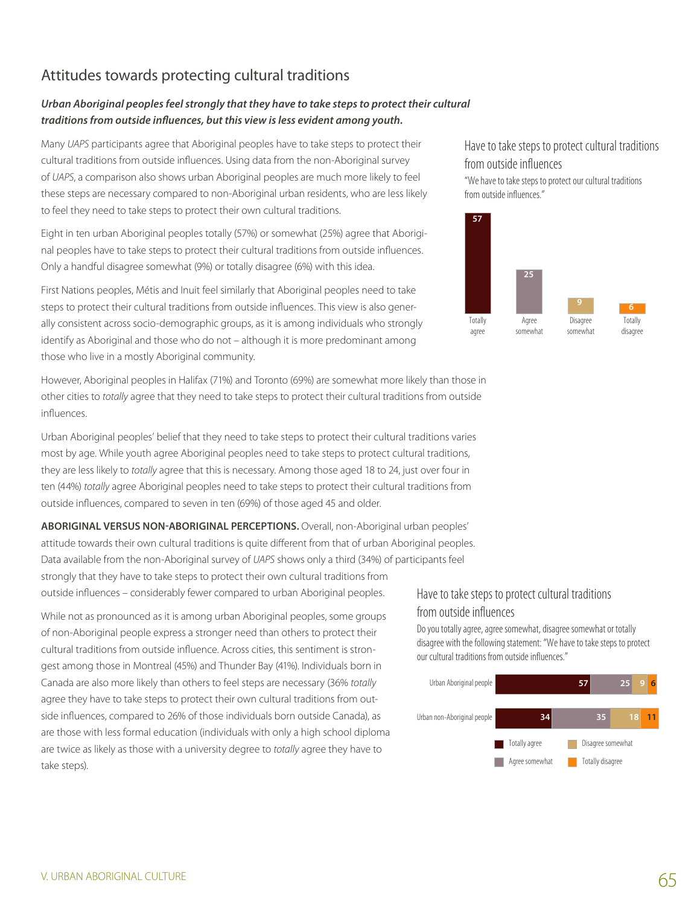## Attitudes towards protecting cultural traditions

***Urban Aboriginal peoples feel strongly that they have to take steps to protect their cultural traditions from outside influences, but this view is less evident among youth.***

Many *UAPS* participants agree that Aboriginal peoples have to take steps to protect their cultural traditions from outside influences. Using data from the non-Aboriginal survey of *UAPS*, a comparison also shows urban Aboriginal peoples are much more likely to feel these steps are necessary compared to non-Aboriginal urban residents, who are less likely to feel they need to take steps to protect their own cultural traditions.

Eight in ten urban Aboriginal peoples totally (57%) or somewhat (25%) agree that Aboriginal peoples have to take steps to protect their cultural traditions from outside influences. Only a handful disagree somewhat (9%) or totally disagree (6%) with this idea.

First Nations peoples, Métis and Inuit feel similarly that Aboriginal peoples need to take steps to protect their cultural traditions from outside influences. This view is also generally consistent across socio-demographic groups, as it is among individuals who strongly identify as Aboriginal and those who do not – although it is more predominant among those who live in a mostly Aboriginal community.

### Have to take steps to protect cultural traditions from outside influences

"We have to take steps to protect our cultural traditions from outside influences."

| Totally agree | Agree somewhat | Disagree somewhat | Totally disagree |
|---|---|---|---|
| 57 | 25 | 9 | 6 |

However, Aboriginal peoples in Halifax (71%) and Toronto (69%) are somewhat more likely than those in other cities to *totally* agree that they need to take steps to protect their cultural traditions from outside influences.

Urban Aboriginal peoples' belief that they need to take steps to protect their cultural traditions varies most by age. While youth agree Aboriginal peoples need to take steps to protect cultural traditions, they are less likely to *totally* agree that this is necessary. Among those aged 18 to 24, just over four in ten (44%) *totally* agree Aboriginal peoples need to take steps to protect their cultural traditions from outside influences, compared to seven in ten (69%) of those aged 45 and older.

**ABORIGINAL VERSUS NON-ABORIGINAL PERCEPTIONS.** Overall, non-Aboriginal urban peoples' attitude towards their own cultural traditions is quite different from that of urban Aboriginal peoples. Data available from the non-Aboriginal survey of *UAPS* shows only a third (34%) of participants feel strongly that they have to take steps to protect their own cultural traditions from outside influences – considerably fewer compared to urban Aboriginal peoples.

While not as pronounced as it is among urban Aboriginal peoples, some groups of non-Aboriginal people express a stronger need than others to protect their cultural traditions from outside influence. Across cities, this sentiment is strongest among those in Montreal (45%) and Thunder Bay (41%). Individuals born in Canada are also more likely than others to feel steps are necessary (36% *totally* agree they have to take steps to protect their own cultural traditions from outside influences, compared to 26% of those individuals born outside Canada), as are those with less formal education (individuals with only a high school diploma are twice as likely as those with a university degree to *totally* agree they have to take steps).

### Have to take steps to protect cultural traditions from outside influences

Do you totally agree, agree somewhat, disagree somewhat or totally disagree with the following statement: "We have to take steps to protect our cultural traditions from outside influences."

| | Totally agree | Agree somewhat | Disagree somewhat | Totally disagree |
|---|---|---|---|---|
| Urban Aboriginal people | 57 | 25 | 9 | 6 |
| Urban non-Aboriginal people | 34 | 35 | 18 | 11 |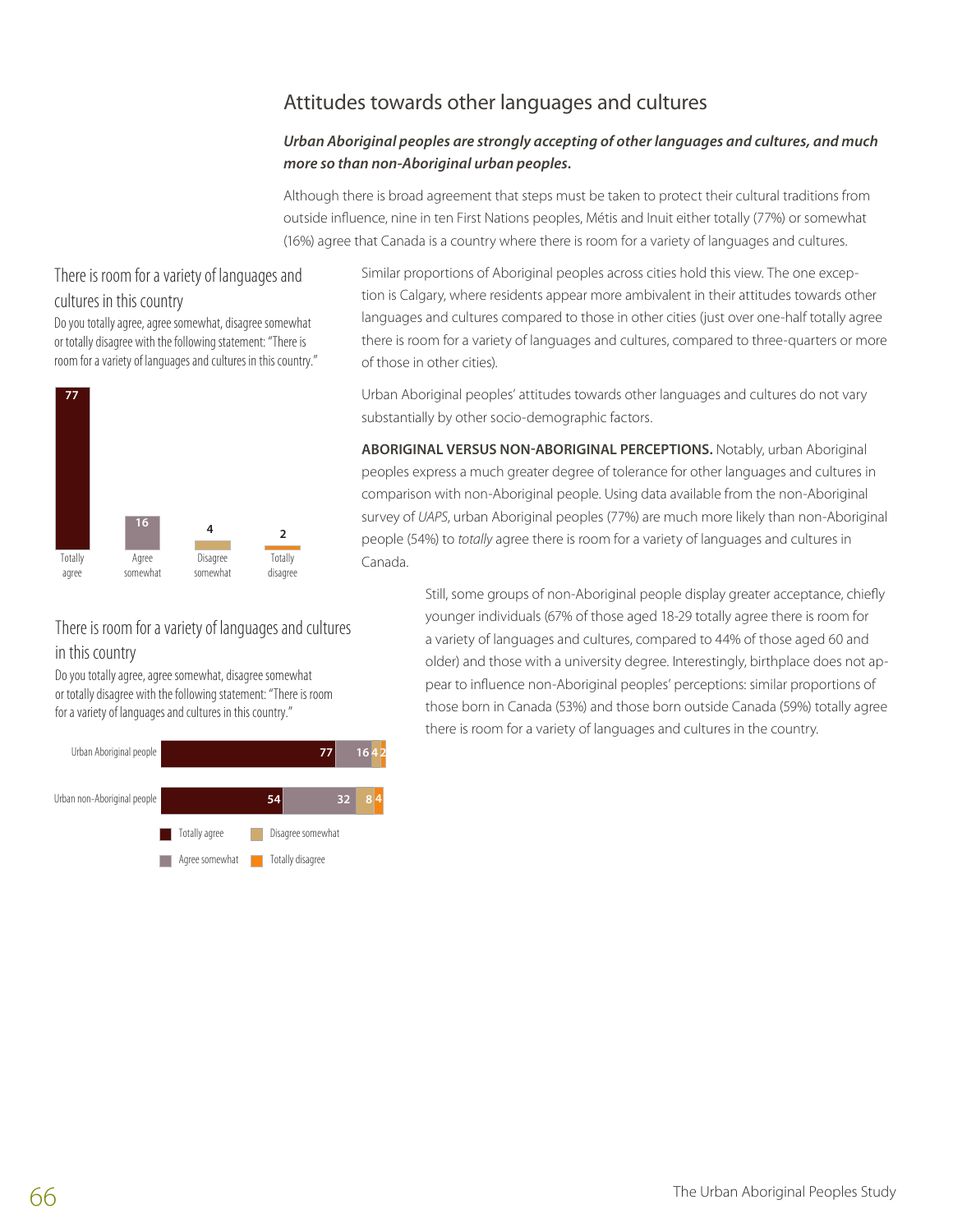## Attitudes towards other languages and cultures

***Urban Aboriginal peoples are strongly accepting of other languages and cultures, and much more so than non-Aboriginal urban peoples.***

Although there is broad agreement that steps must be taken to protect their cultural traditions from outside influence, nine in ten First Nations peoples, Métis and Inuit either totally (77%) or somewhat (16%) agree that Canada is a country where there is room for a variety of languages and cultures.

### There is room for a variety of languages and cultures in this country

Do you totally agree, agree somewhat, disagree somewhat or totally disagree with the following statement: "There is room for a variety of languages and cultures in this country."

| Totally agree | Agree somewhat | Disagree somewhat | Totally disagree |
|---|---|---|---|
| 77 | 16 | 4 | 2 |

Similar proportions of Aboriginal peoples across cities hold this view. The one exception is Calgary, where residents appear more ambivalent in their attitudes towards other languages and cultures compared to those in other cities (just over one-half totally agree there is room for a variety of languages and cultures, compared to three-quarters or more of those in other cities).

Urban Aboriginal peoples' attitudes towards other languages and cultures do not vary substantially by other socio-demographic factors.

**ABORIGINAL VERSUS NON-ABORIGINAL PERCEPTIONS.** Notably, urban Aboriginal peoples express a much greater degree of tolerance for other languages and cultures in comparison with non-Aboriginal people. Using data available from the non-Aboriginal survey of *UAPS*, urban Aboriginal peoples (77%) are much more likely than non-Aboriginal people (54%) to *totally* agree there is room for a variety of languages and cultures in Canada.

### There is room for a variety of languages and cultures in this country

Do you totally agree, agree somewhat, disagree somewhat or totally disagree with the following statement: "There is room for a variety of languages and cultures in this country."

| | Totally agree | Agree somewhat | Disagree somewhat | Totally disagree |
|---|---|---|---|---|
| Urban Aboriginal people | 77 | 16 | 4 | 2 |
| Urban non-Aboriginal people | 54 | 32 | 8 | 4 |

Still, some groups of non-Aboriginal people display greater acceptance, chiefly younger individuals (67% of those aged 18-29 totally agree there is room for a variety of languages and cultures, compared to 44% of those aged 60 and older) and those with a university degree. Interestingly, birthplace does not appear to influence non-Aboriginal peoples' perceptions: similar proportions of those born in Canada (53%) and those born outside Canada (59%) totally agree there is room for a variety of languages and cultures in the country.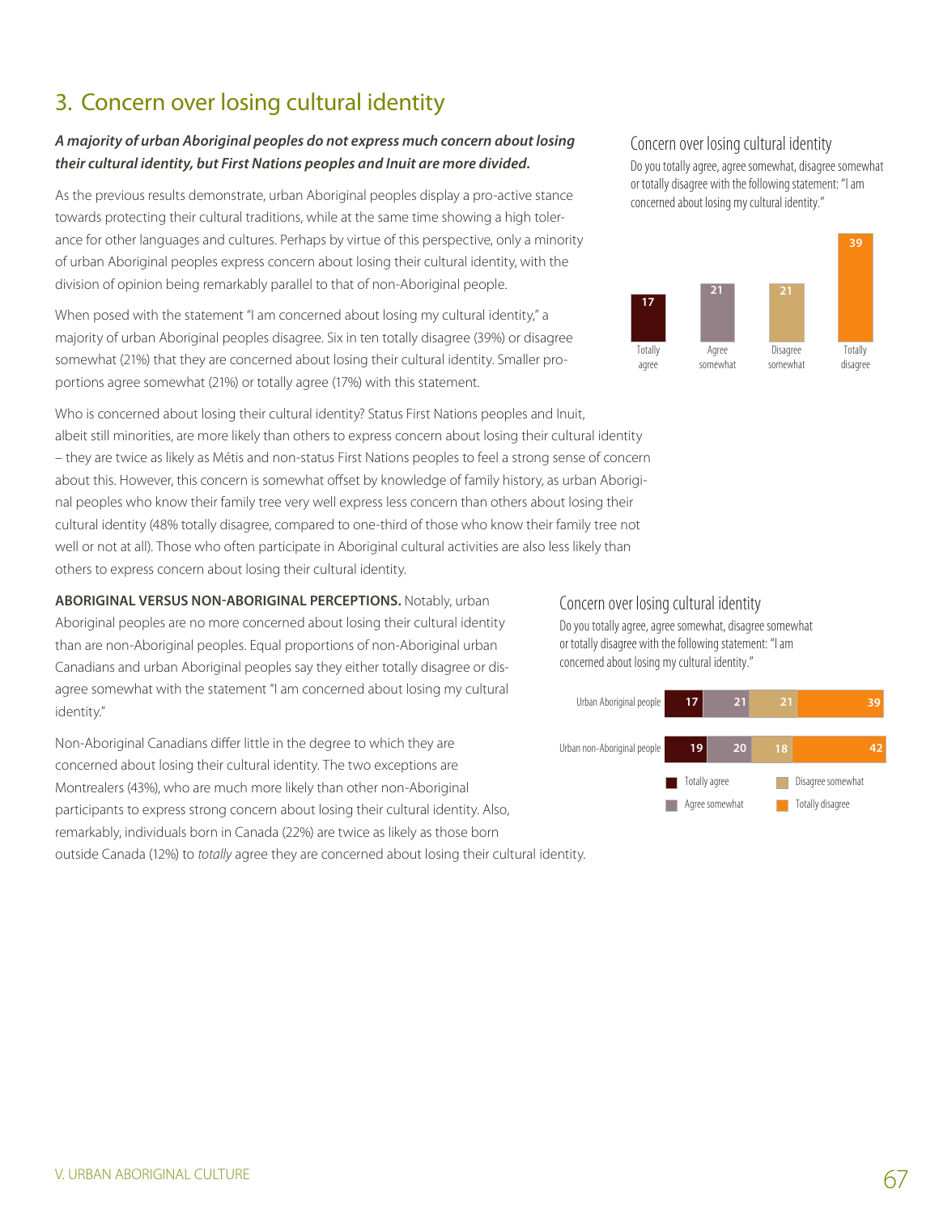## 3. Concern over losing cultural identity

***A majority of urban Aboriginal peoples do not express much concern about losing their cultural identity, but First Nations peoples and Inuit are more divided.***

As the previous results demonstrate, urban Aboriginal peoples display a pro-active stance towards protecting their cultural traditions, while at the same time showing a high tolerance for other languages and cultures. Perhaps by virtue of this perspective, only a minority of urban Aboriginal peoples express concern about losing their cultural identity, with the division of opinion being remarkably parallel to that of non-Aboriginal people.

When posed with the statement "I am concerned about losing my cultural identity," a majority of urban Aboriginal peoples disagree. Six in ten totally disagree (39%) or disagree somewhat (21%) that they are concerned about losing their cultural identity. Smaller proportions agree somewhat (21%) or totally agree (17%) with this statement.

**Concern over losing cultural identity**

Do you totally agree, agree somewhat, disagree somewhat or totally disagree with the following statement: "I am concerned about losing my cultural identity."

| Totally agree | Agree somewhat | Disagree somewhat | Totally disagree |
|---|---|---|---|
| 17 | 21 | 21 | 39 |

Who is concerned about losing their cultural identity? Status First Nations peoples and Inuit, albeit still minorities, are more likely than others to express concern about losing their cultural identity – they are twice as likely as Métis and non-status First Nations peoples to feel a strong sense of concern about this. However, this concern is somewhat offset by knowledge of family history, as urban Aboriginal peoples who know their family tree very well express less concern than others about losing their cultural identity (48% totally disagree, compared to one-third of those who know their family tree not well or not at all). Those who often participate in Aboriginal cultural activities are also less likely than others to express concern about losing their cultural identity.

**ABORIGINAL VERSUS NON-ABORIGINAL PERCEPTIONS.** Notably, urban Aboriginal peoples are no more concerned about losing their cultural identity than are non-Aboriginal peoples. Equal proportions of non-Aboriginal urban Canadians and urban Aboriginal peoples say they either totally disagree or disagree somewhat with the statement "I am concerned about losing my cultural identity."

Non-Aboriginal Canadians differ little in the degree to which they are concerned about losing their cultural identity. The two exceptions are Montrealers (43%), who are much more likely than other non-Aboriginal participants to express strong concern about losing their cultural identity. Also, remarkably, individuals born in Canada (22%) are twice as likely as those born outside Canada (12%) to *totally* agree they are concerned about losing their cultural identity.

**Concern over losing cultural identity**

Do you totally agree, agree somewhat, disagree somewhat or totally disagree with the following statement: "I am concerned about losing my cultural identity."

| | Totally agree | Agree somewhat | Disagree somewhat | Totally disagree |
|---|---|---|---|---|
| Urban Aboriginal people | 17 | 21 | 21 | 39 |
| Urban non-Aboriginal people | 19 | 20 | 18 | 42 |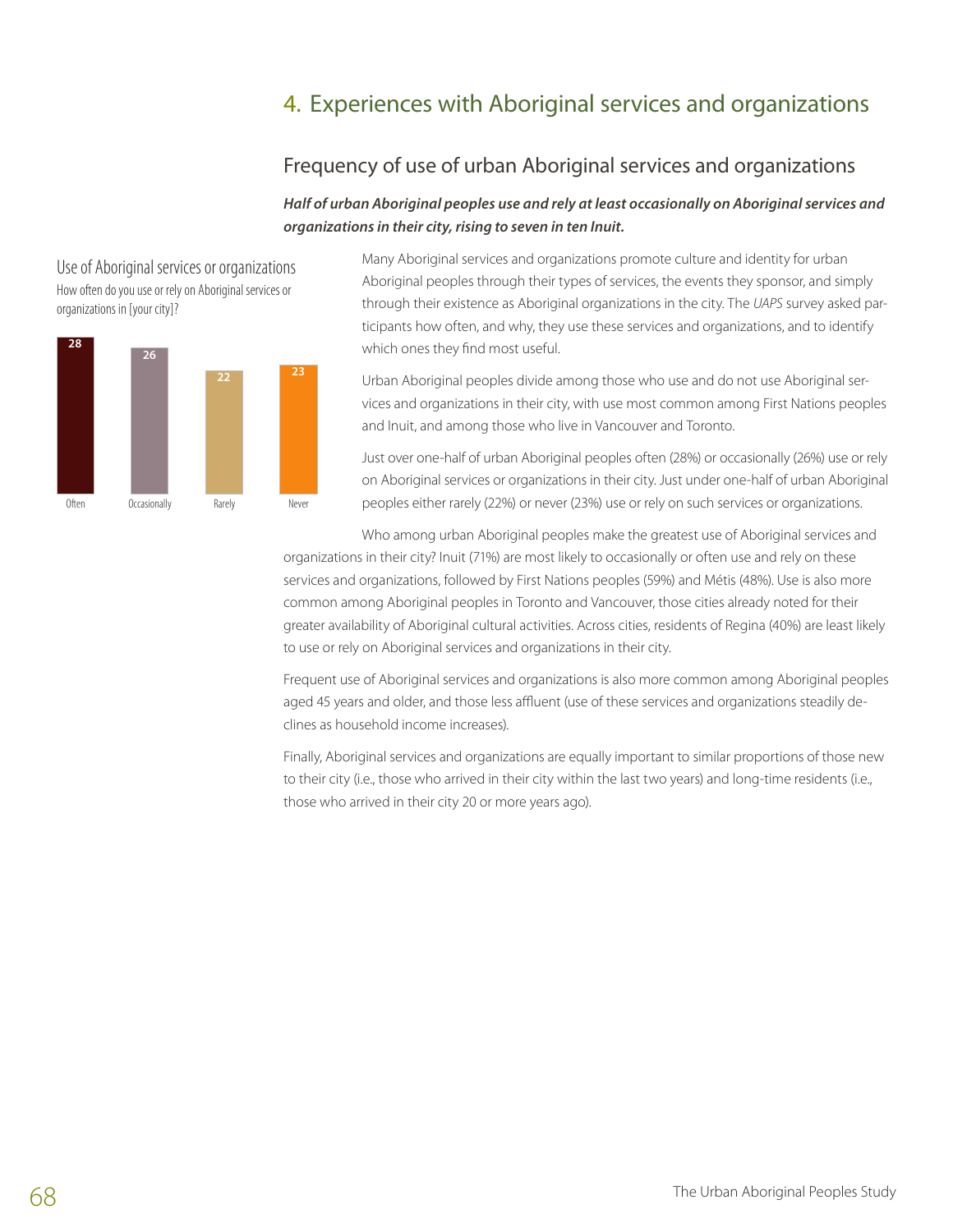## 4. Experiences with Aboriginal services and organizations

### Frequency of use of urban Aboriginal services and organizations

***Half of urban Aboriginal peoples use and rely at least occasionally on Aboriginal services and organizations in their city, rising to seven in ten Inuit.***

Use of Aboriginal services or organizations

How often do you use or rely on Aboriginal services or organizations in [your city]?

| Often | Occasionally | Rarely | Never |
|---|---|---|---|
| 28 | 26 | 22 | 23 |

Many Aboriginal services and organizations promote culture and identity for urban Aboriginal peoples through their types of services, the events they sponsor, and simply through their existence as Aboriginal organizations in the city. The *UAPS* survey asked participants how often, and why, they use these services and organizations, and to identify which ones they find most useful.

Urban Aboriginal peoples divide among those who use and do not use Aboriginal services and organizations in their city, with use most common among First Nations peoples and Inuit, and among those who live in Vancouver and Toronto.

Just over one-half of urban Aboriginal peoples often (28%) or occasionally (26%) use or rely on Aboriginal services or organizations in their city. Just under one-half of urban Aboriginal peoples either rarely (22%) or never (23%) use or rely on such services or organizations.

Who among urban Aboriginal peoples make the greatest use of Aboriginal services and organizations in their city? Inuit (71%) are most likely to occasionally or often use and rely on these services and organizations, followed by First Nations peoples (59%) and Métis (48%). Use is also more common among Aboriginal peoples in Toronto and Vancouver, those cities already noted for their greater availability of Aboriginal cultural activities. Across cities, residents of Regina (40%) are least likely to use or rely on Aboriginal services and organizations in their city.

Frequent use of Aboriginal services and organizations is also more common among Aboriginal peoples aged 45 years and older, and those less affluent (use of these services and organizations steadily declines as household income increases).

Finally, Aboriginal services and organizations are equally important to similar proportions of those new to their city (i.e., those who arrived in their city within the last two years) and long-time residents (i.e., those who arrived in their city 20 or more years ago).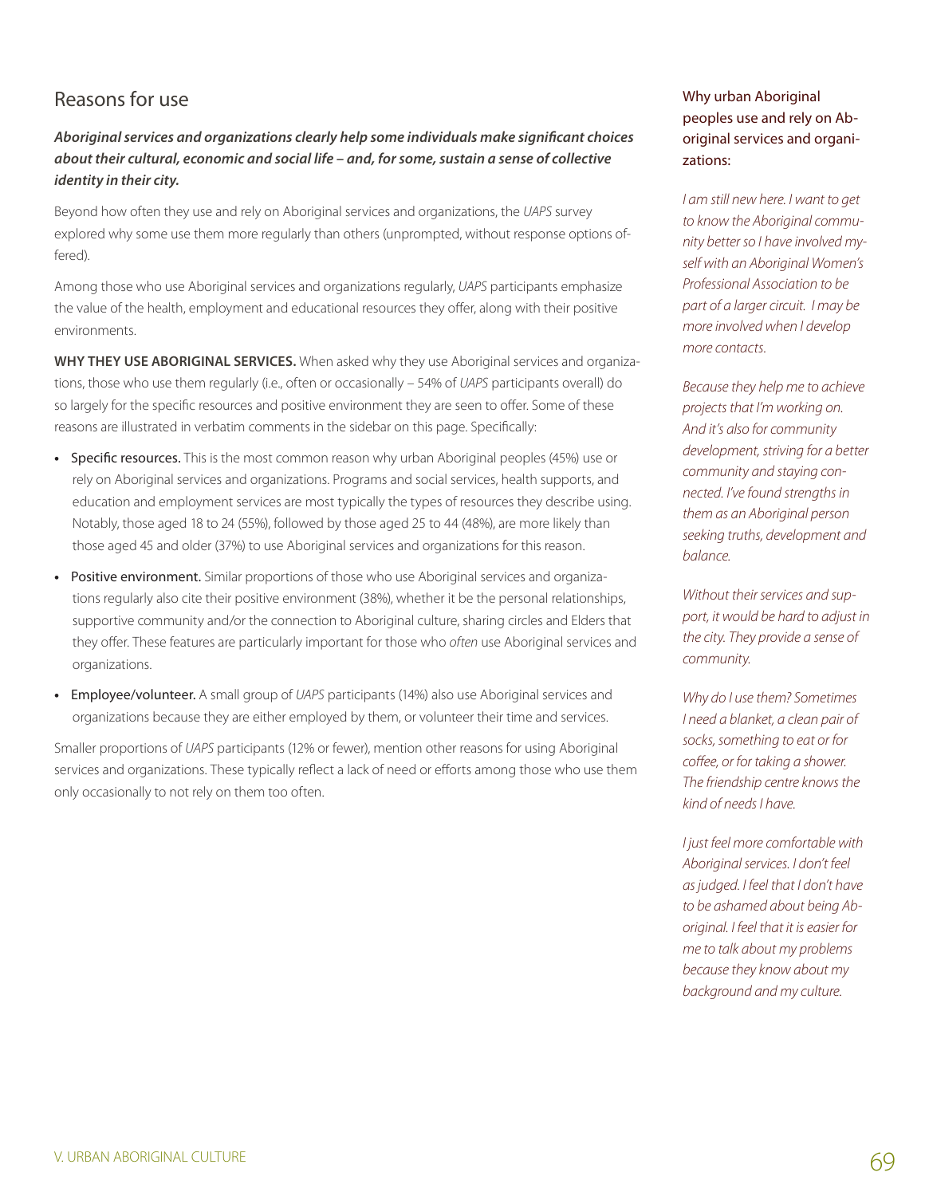## Reasons for use

***Aboriginal services and organizations clearly help some individuals make significant choices about their cultural, economic and social life – and, for some, sustain a sense of collective identity in their city.***

Beyond how often they use and rely on Aboriginal services and organizations, the *UAPS* survey explored why some use them more regularly than others (unprompted, without response options offered).

Among those who use Aboriginal services and organizations regularly, *UAPS* participants emphasize the value of the health, employment and educational resources they offer, along with their positive environments.

**WHY THEY USE ABORIGINAL SERVICES.** When asked why they use Aboriginal services and organizations, those who use them regularly (i.e., often or occasionally – 54% of *UAPS* participants overall) do so largely for the specific resources and positive environment they are seen to offer. Some of these reasons are illustrated in verbatim comments in the sidebar on this page. Specifically:

- Specific resources. This is the most common reason why urban Aboriginal peoples (45%) use or rely on Aboriginal services and organizations. Programs and social services, health supports, and education and employment services are most typically the types of resources they describe using. Notably, those aged 18 to 24 (55%), followed by those aged 25 to 44 (48%), are more likely than those aged 45 and older (37%) to use Aboriginal services and organizations for this reason.
- Positive environment. Similar proportions of those who use Aboriginal services and organizations regularly also cite their positive environment (38%), whether it be the personal relationships, supportive community and/or the connection to Aboriginal culture, sharing circles and Elders that they offer. These features are particularly important for those who *often* use Aboriginal services and organizations.
- Employee/volunteer. A small group of *UAPS* participants (14%) also use Aboriginal services and organizations because they are either employed by them, or volunteer their time and services.

Smaller proportions of *UAPS* participants (12% or fewer), mention other reasons for using Aboriginal services and organizations. These typically reflect a lack of need or efforts among those who use them only occasionally to not rely on them too often.

Why urban Aboriginal peoples use and rely on Aboriginal services and organizations:

*I am still new here. I want to get to know the Aboriginal community better so I have involved myself with an Aboriginal Women's Professional Association to be part of a larger circuit. I may be more involved when I develop more contacts.*

*Because they help me to achieve projects that I'm working on. And it's also for community development, striving for a better community and staying connected. I've found strengths in them as an Aboriginal person seeking truths, development and balance.*

*Without their services and support, it would be hard to adjust in the city. They provide a sense of community.*

*Why do I use them? Sometimes I need a blanket, a clean pair of socks, something to eat or for coffee, or for taking a shower. The friendship centre knows the kind of needs I have.*

*I just feel more comfortable with Aboriginal services. I don't feel as judged. I feel that I don't have to be ashamed about being Aboriginal. I feel that it is easier for me to talk about my problems because they know about my background and my culture.*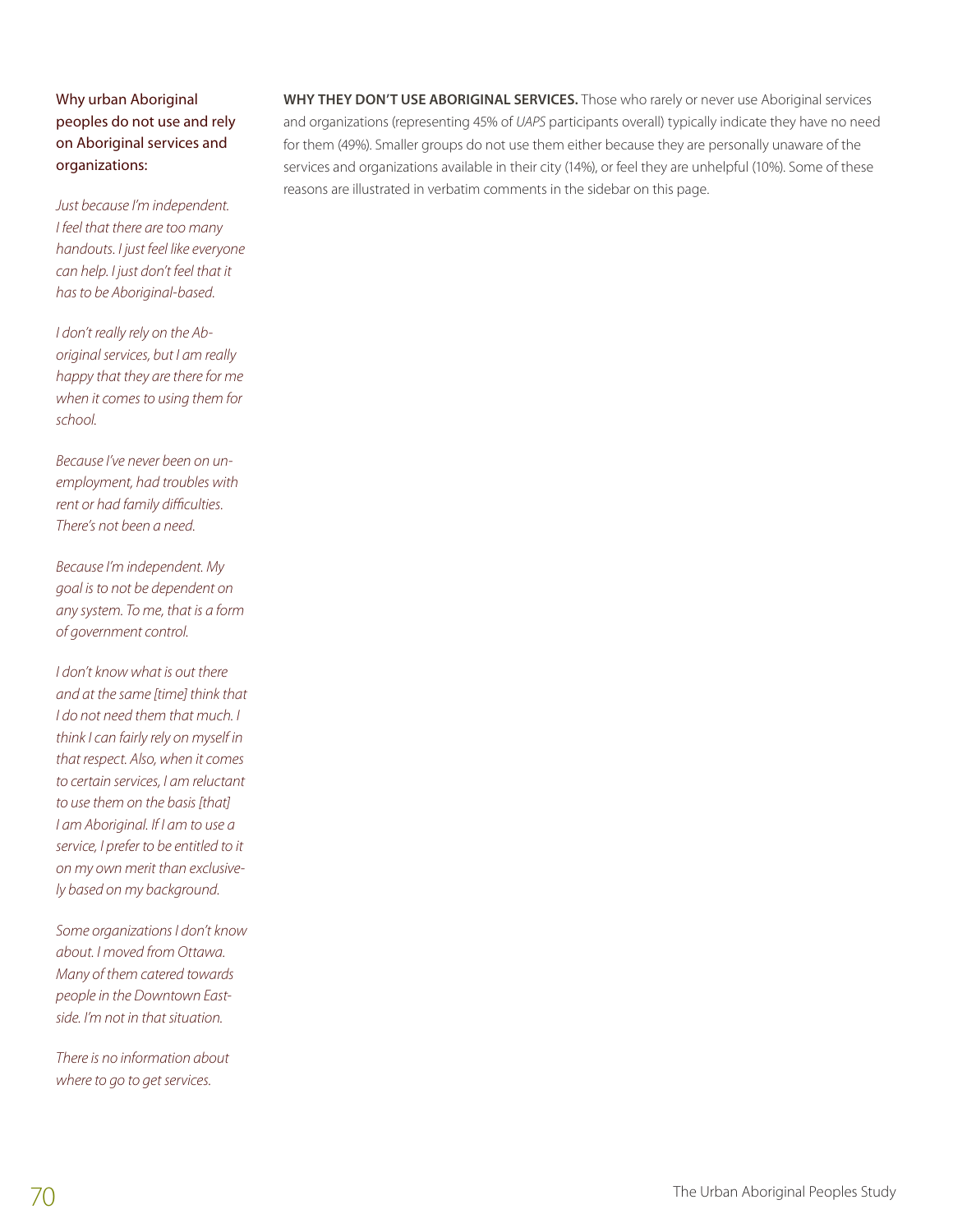**WHY THEY DON'T USE ABORIGINAL SERVICES.** Those who rarely or never use Aboriginal services and organizations (representing 45% of *UAPS* participants overall) typically indicate they have no need for them (49%). Smaller groups do not use them either because they are personally unaware of the services and organizations available in their city (14%), or feel they are unhelpful (10%). Some of these reasons are illustrated in verbatim comments in the sidebar on this page.

### Why urban Aboriginal peoples do not use and rely on Aboriginal services and organizations:

*Just because I'm independent. I feel that there are too many handouts. I just feel like everyone can help. I just don't feel that it has to be Aboriginal-based.*

*I don't really rely on the Aboriginal services, but I am really happy that they are there for me when it comes to using them for school.*

*Because I've never been on unemployment, had troubles with rent or had family difficulties. There's not been a need.*

*Because I'm independent. My goal is to not be dependent on any system. To me, that is a form of government control.*

*I don't know what is out there and at the same [time] think that I do not need them that much. I think I can fairly rely on myself in that respect. Also, when it comes to certain services, I am reluctant to use them on the basis [that] I am Aboriginal. If I am to use a service, I prefer to be entitled to it on my own merit than exclusively based on my background.*

*Some organizations I don't know about. I moved from Ottawa. Many of them catered towards people in the Downtown Eastside. I'm not in that situation.*

*There is no information about where to go to get services.*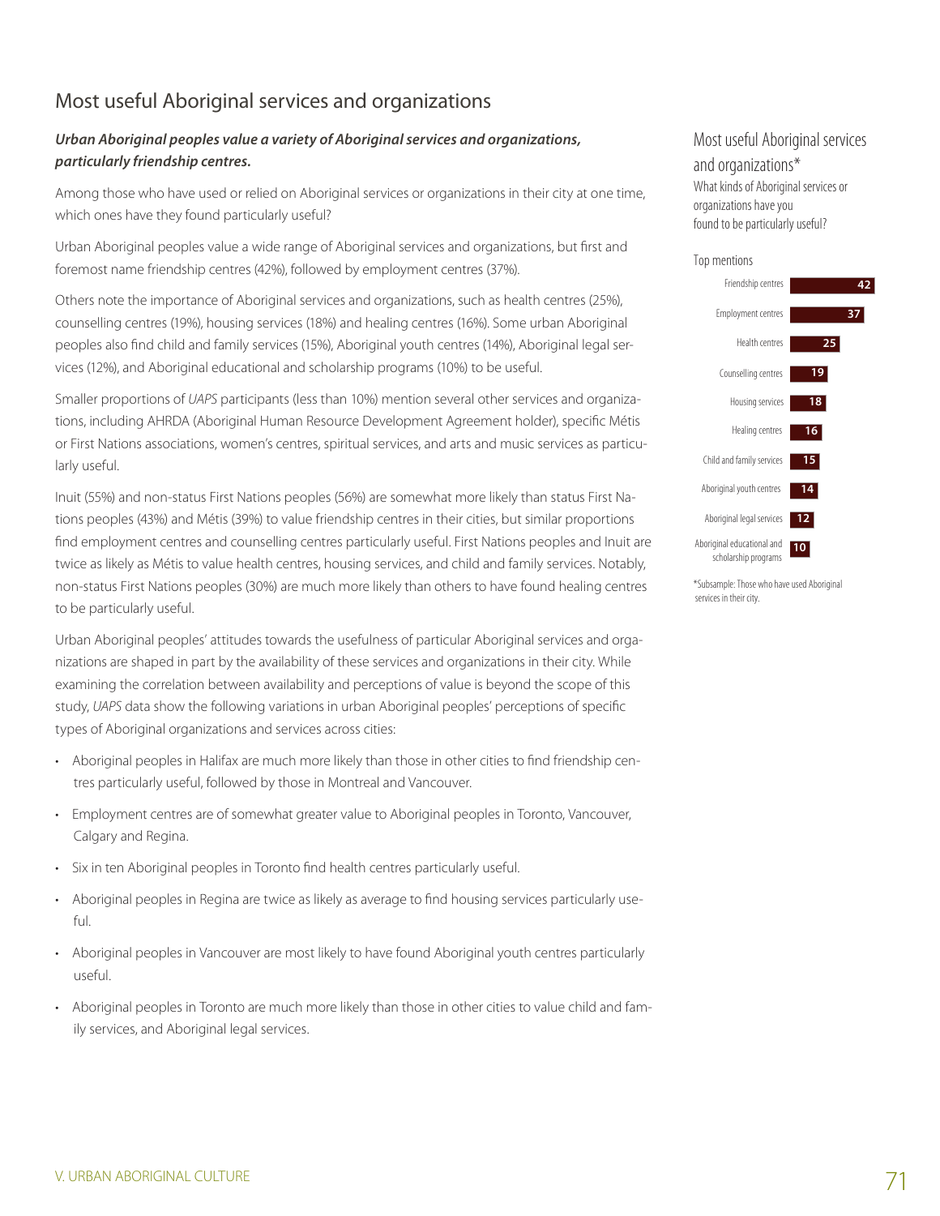## Most useful Aboriginal services and organizations

***Urban Aboriginal peoples value a variety of Aboriginal services and organizations, particularly friendship centres.***

Among those who have used or relied on Aboriginal services or organizations in their city at one time, which ones have they found particularly useful?

Urban Aboriginal peoples value a wide range of Aboriginal services and organizations, but first and foremost name friendship centres (42%), followed by employment centres (37%).

Others note the importance of Aboriginal services and organizations, such as health centres (25%), counselling centres (19%), housing services (18%) and healing centres (16%). Some urban Aboriginal peoples also find child and family services (15%), Aboriginal youth centres (14%), Aboriginal legal services (12%), and Aboriginal educational and scholarship programs (10%) to be useful.

Smaller proportions of *UAPS* participants (less than 10%) mention several other services and organizations, including AHRDA (Aboriginal Human Resource Development Agreement holder), specific Métis or First Nations associations, women's centres, spiritual services, and arts and music services as particularly useful.

Inuit (55%) and non-status First Nations peoples (56%) are somewhat more likely than status First Nations peoples (43%) and Métis (39%) to value friendship centres in their cities, but similar proportions find employment centres and counselling centres particularly useful. First Nations peoples and Inuit are twice as likely as Métis to value health centres, housing services, and child and family services. Notably, non-status First Nations peoples (30%) are much more likely than others to have found healing centres to be particularly useful.

Urban Aboriginal peoples' attitudes towards the usefulness of particular Aboriginal services and organizations are shaped in part by the availability of these services and organizations in their city. While examining the correlation between availability and perceptions of value is beyond the scope of this study, *UAPS* data show the following variations in urban Aboriginal peoples' perceptions of specific types of Aboriginal organizations and services across cities:

- Aboriginal peoples in Halifax are much more likely than those in other cities to find friendship centres particularly useful, followed by those in Montreal and Vancouver.
- Employment centres are of somewhat greater value to Aboriginal peoples in Toronto, Vancouver, Calgary and Regina.
- Six in ten Aboriginal peoples in Toronto find health centres particularly useful.
- Aboriginal peoples in Regina are twice as likely as average to find housing services particularly useful.
- Aboriginal peoples in Vancouver are most likely to have found Aboriginal youth centres particularly useful.
- Aboriginal peoples in Toronto are much more likely than those in other cities to value child and family services, and Aboriginal legal services.

Most useful Aboriginal services and organizations*

What kinds of Aboriginal services or organizations have you found to be particularly useful?

Top mentions

Friendship centres 42
Employment centres 37
Health centres 25
Counselling centres 19
Housing services 18
Healing centres 16
Child and family services 15
Aboriginal youth centres 14
Aboriginal legal services 12
Aboriginal educational and scholarship programs 10

*Subsample: Those who have used Aboriginal services in their city.